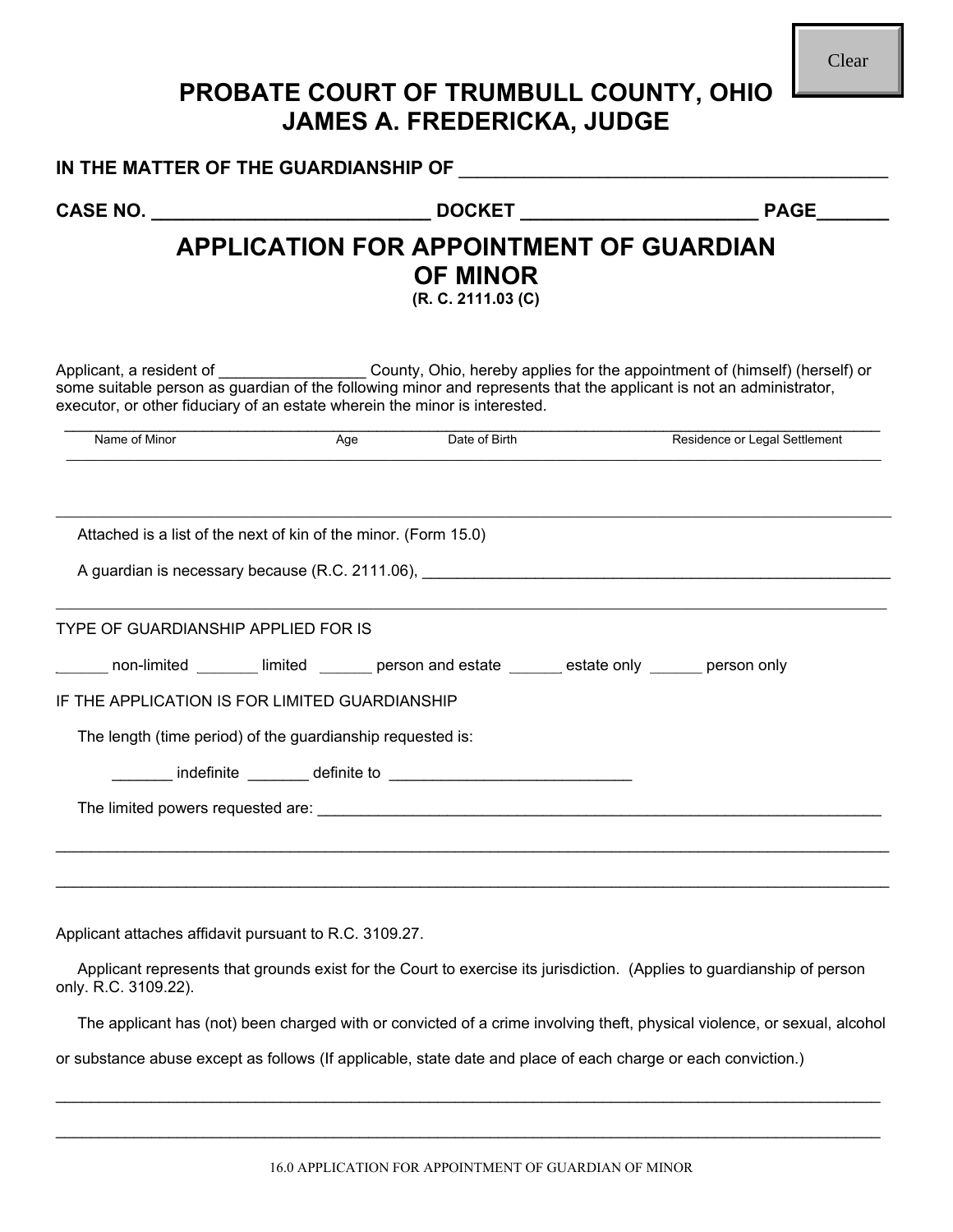# PROBATE COURT OF TRUMBULL COUNTY, OHIO
# JAMES A. FREDERICKA, JUDGE

**IN THE MATTER OF THE GUARDIANSHIP OF** _____________________________________________

**CASE NO.** ___________________________ **DOCKET** _______________________ **PAGE**_______

## APPLICATION FOR APPOINTMENT OF GUARDIAN OF MINOR

**(R. C. 2111.03 (C)**

Applicant, a resident of _________________ County, Ohio, hereby applies for the appointment of (himself) (herself) or some suitable person as guardian of the following minor and represents that the applicant is not an administrator, executor, or other fiduciary of an estate wherein the minor is interested.

| Name of Minor | Age | Date of Birth | Residence or Legal Settlement |
|---|---|---|---|
| | | | |

Attached is a list of the next of kin of the minor. (Form 15.0)

A guardian is necessary because (R.C. 2111.06), _______________________________________________________

_____________________________________________________________________________________________

TYPE OF GUARDIANSHIP APPLIED FOR IS

______ non-limited _______ limited ______ person and estate ______ estate only ______ person only

IF THE APPLICATION IS FOR LIMITED GUARDIANSHIP

The length (time period) of the guardianship requested is:

_______ indefinite _______ definite to ____________________________

The limited powers requested are: _____________________________________________________________

_____________________________________________________________________________________________

_____________________________________________________________________________________________

Applicant attaches affidavit pursuant to R.C. 3109.27.

Applicant represents that grounds exist for the Court to exercise its jurisdiction. (Applies to guardianship of person only. R.C. 3109.22).

The applicant has (not) been charged with or convicted of a crime involving theft, physical violence, or sexual, alcohol or substance abuse except as follows (If applicable, state date and place of each charge or each conviction.)

_____________________________________________________________________________________________

_____________________________________________________________________________________________

16.0 APPLICATION FOR APPOINTMENT OF GUARDIAN OF MINOR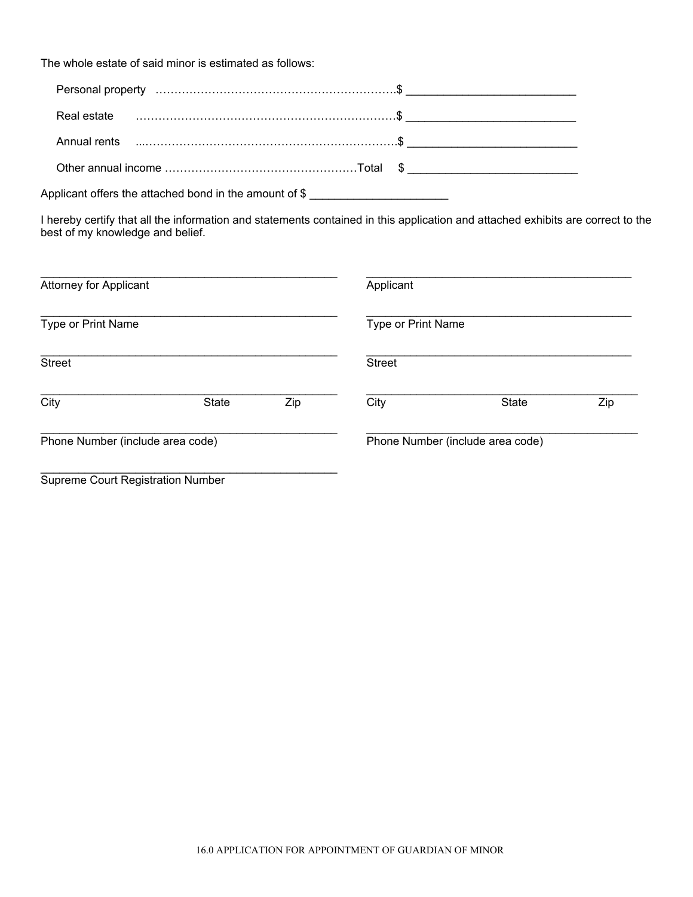The whole estate of said minor is estimated as follows:

Personal property ………………………………………………………$ ___________________________

Real estate ……………………………………………………………$ ___________________________

Annual rents ...……………………………………………………………$ ___________________________

Other annual income ……………………………………………Total $ ___________________________

Applicant offers the attached bond in the amount of $ ______________________

I hereby certify that all the information and statements contained in this application and attached exhibits are correct to the best of my knowledge and belief.

| | |
|---|---|
| ______________________________________________ | ______________________________________________ |
| Attorney for Applicant | Applicant |
| ______________________________________________ | ______________________________________________ |
| Type or Print Name | Type or Print Name |
| ______________________________________________ | ______________________________________________ |
| Street | Street |
| ______________________________________________ | ______________________________________________ |
| City State Zip | City State Zip |
| ______________________________________________ | ______________________________________________ |
| Phone Number (include area code) | Phone Number (include area code) |
| ______________________________________________ | |
| Supreme Court Registration Number | |

16.0 APPLICATION FOR APPOINTMENT OF GUARDIAN OF MINOR